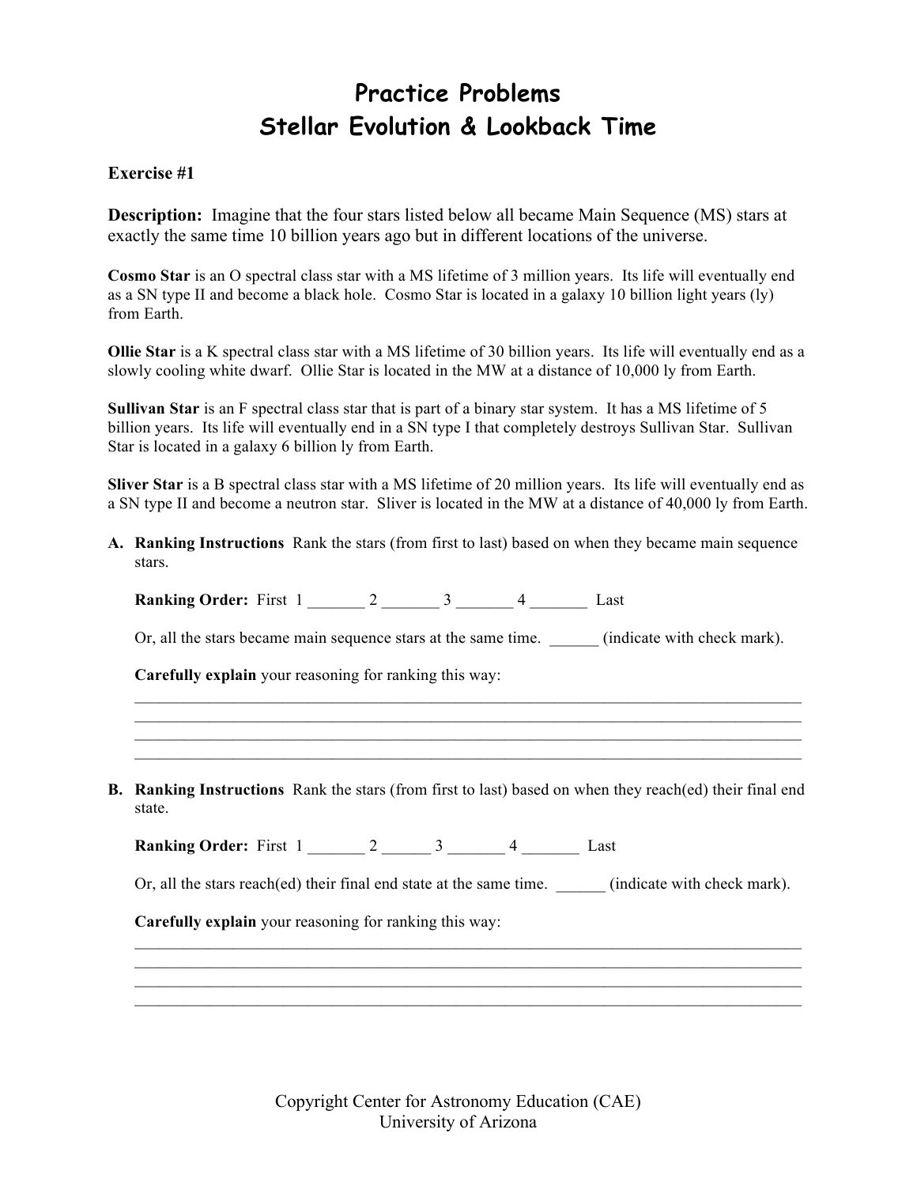# Practice Problems
# Stellar Evolution & Lookback Time

**Exercise #1**

**Description:** Imagine that the four stars listed below all became Main Sequence (MS) stars at exactly the same time 10 billion years ago but in different locations of the universe.

**Cosmo Star** is an O spectral class star with a MS lifetime of 3 million years. Its life will eventually end as a SN type II and become a black hole. Cosmo Star is located in a galaxy 10 billion light years (ly) from Earth.

**Ollie Star** is a K spectral class star with a MS lifetime of 30 billion years. Its life will eventually end as a slowly cooling white dwarf. Ollie Star is located in the MW at a distance of 10,000 ly from Earth.

**Sullivan Star** is an F spectral class star that is part of a binary star system. It has a MS lifetime of 5 billion years. Its life will eventually end in a SN type I that completely destroys Sullivan Star. Sullivan Star is located in a galaxy 6 billion ly from Earth.

**Sliver Star** is a B spectral class star with a MS lifetime of 20 million years. Its life will eventually end as a SN type II and become a neutron star. Sliver is located in the MW at a distance of 40,000 ly from Earth.

**A. Ranking Instructions** Rank the stars (from first to last) based on when they became main sequence stars.

**Ranking Order:** First 1 _______ 2 _______ 3 _______ 4 _______ Last

Or, all the stars became main sequence stars at the same time. ______ (indicate with check mark).

**Carefully explain** your reasoning for ranking this way:

______________________________________________________________________________
______________________________________________________________________________
______________________________________________________________________________
______________________________________________________________________________

**B. Ranking Instructions** Rank the stars (from first to last) based on when they reach(ed) their final end state.

**Ranking Order:** First 1 _______ 2 ______ 3 _______ 4 _______ Last

Or, all the stars reach(ed) their final end state at the same time. ______ (indicate with check mark).

**Carefully explain** your reasoning for ranking this way:

______________________________________________________________________________
______________________________________________________________________________
______________________________________________________________________________
______________________________________________________________________________

Copyright Center for Astronomy Education (CAE)
University of Arizona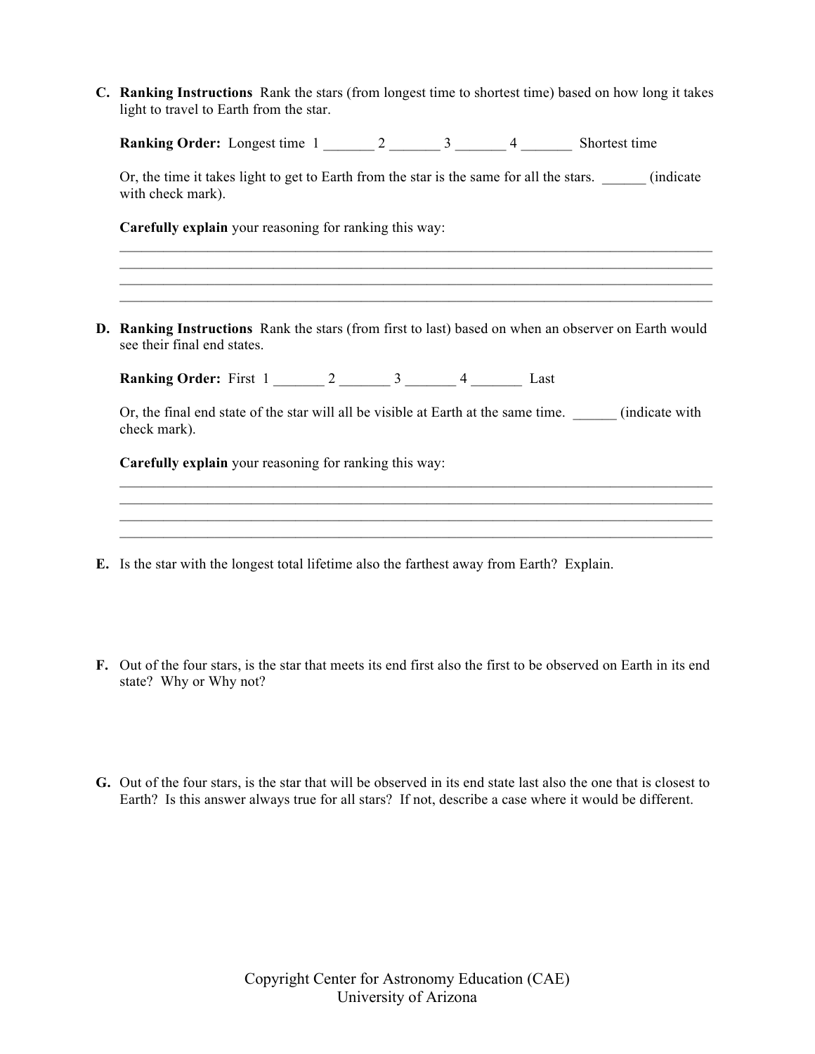**C.** **Ranking Instructions** Rank the stars (from longest time to shortest time) based on how long it takes light to travel to Earth from the star.

**Ranking Order:** Longest time 1 _______ 2 _______ 3 _______ 4 _______ Shortest time

Or, the time it takes light to get to Earth from the star is the same for all the stars. ______ (indicate with check mark).

**Carefully explain** your reasoning for ranking this way:

_______________________________________________________________________________
_______________________________________________________________________________
_______________________________________________________________________________
_______________________________________________________________________________

**D.** **Ranking Instructions** Rank the stars (from first to last) based on when an observer on Earth would see their final end states.

**Ranking Order:** First 1 _______ 2 _______ 3 _______ 4 _______ Last

Or, the final end state of the star will all be visible at Earth at the same time. ______ (indicate with check mark).

**Carefully explain** your reasoning for ranking this way:

_______________________________________________________________________________
_______________________________________________________________________________
_______________________________________________________________________________
_______________________________________________________________________________

**E.** Is the star with the longest total lifetime also the farthest away from Earth? Explain.

**F.** Out of the four stars, is the star that meets its end first also the first to be observed on Earth in its end state? Why or Why not?

**G.** Out of the four stars, is the star that will be observed in its end state last also the one that is closest to Earth? Is this answer always true for all stars? If not, describe a case where it would be different.

Copyright Center for Astronomy Education (CAE)
University of Arizona